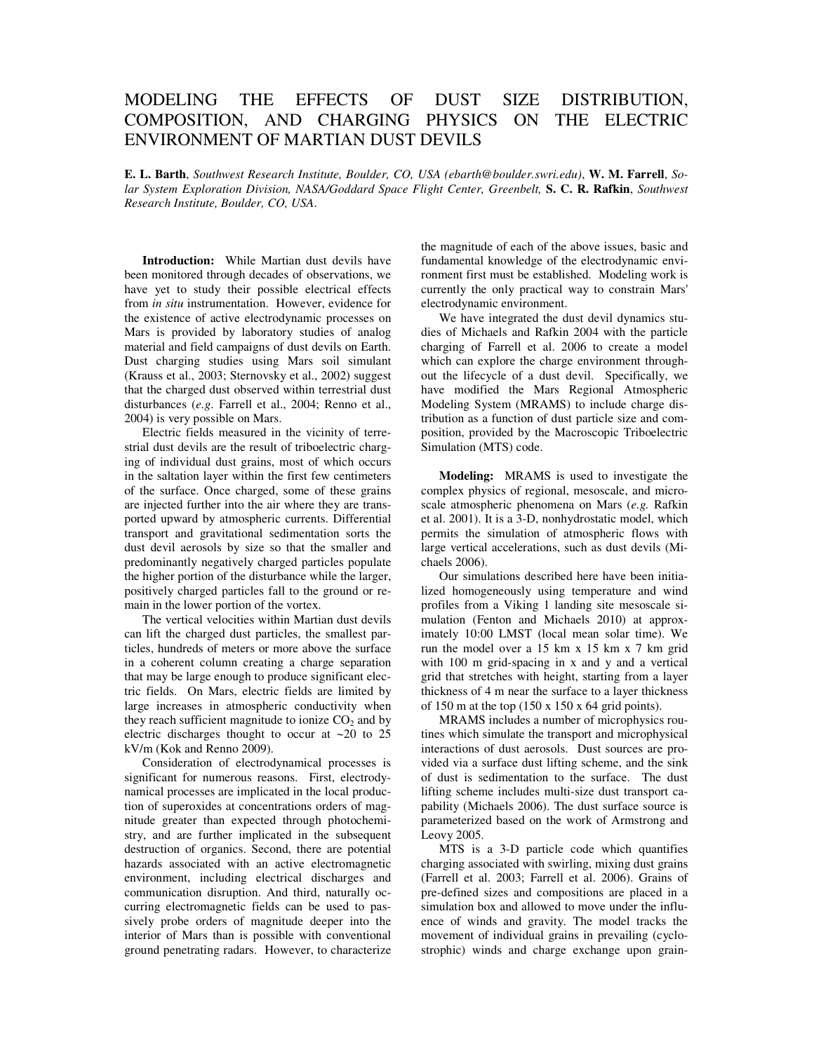# MODELING THE EFFECTS OF DUST SIZE DISTRIBUTION, COMPOSITION, AND CHARGING PHYSICS ON THE ELECTRIC ENVIRONMENT OF MARTIAN DUST DEVILS

**E. L. Barth**, *Southwest Research Institute, Boulder, CO, USA (ebarth@boulder.swri.edu)*, **W. M. Farrell**, *Solar System Exploration Division, NASA/Goddard Space Flight Center, Greenbelt,* **S. C. R. Rafkin**, *Southwest Research Institute, Boulder, CO, USA*.

**Introduction:** While Martian dust devils have been monitored through decades of observations, we have yet to study their possible electrical effects from *in situ* instrumentation. However, evidence for the existence of active electrodynamic processes on Mars is provided by laboratory studies of analog material and field campaigns of dust devils on Earth. Dust charging studies using Mars soil simulant (Krauss et al., 2003; Sternovsky et al., 2002) suggest that the charged dust observed within terrestrial dust disturbances (*e.g.* Farrell et al., 2004; Renno et al., 2004) is very possible on Mars.

Electric fields measured in the vicinity of terrestrial dust devils are the result of triboelectric charging of individual dust grains, most of which occurs in the saltation layer within the first few centimeters of the surface. Once charged, some of these grains are injected further into the air where they are transported upward by atmospheric currents. Differential transport and gravitational sedimentation sorts the dust devil aerosols by size so that the smaller and predominantly negatively charged particles populate the higher portion of the disturbance while the larger, positively charged particles fall to the ground or remain in the lower portion of the vortex.

The vertical velocities within Martian dust devils can lift the charged dust particles, the smallest particles, hundreds of meters or more above the surface in a coherent column creating a charge separation that may be large enough to produce significant electric fields. On Mars, electric fields are limited by large increases in atmospheric conductivity when they reach sufficient magnitude to ionize $CO_2$ and by electric discharges thought to occur at ~20 to 25 kV/m (Kok and Renno 2009).

Consideration of electrodynamical processes is significant for numerous reasons. First, electrodynamical processes are implicated in the local production of superoxides at concentrations orders of magnitude greater than expected through photochemistry, and are further implicated in the subsequent destruction of organics. Second, there are potential hazards associated with an active electromagnetic environment, including electrical discharges and communication disruption. And third, naturally occurring electromagnetic fields can be used to passively probe orders of magnitude deeper into the interior of Mars than is possible with conventional ground penetrating radars. However, to characterize the magnitude of each of the above issues, basic and fundamental knowledge of the electrodynamic environment first must be established. Modeling work is currently the only practical way to constrain Mars' electrodynamic environment.

We have integrated the dust devil dynamics studies of Michaels and Rafkin 2004 with the particle charging of Farrell et al. 2006 to create a model which can explore the charge environment throughout the lifecycle of a dust devil. Specifically, we have modified the Mars Regional Atmospheric Modeling System (MRAMS) to include charge distribution as a function of dust particle size and composition, provided by the Macroscopic Triboelectric Simulation (MTS) code.

**Modeling:** MRAMS is used to investigate the complex physics of regional, mesoscale, and microscale atmospheric phenomena on Mars (*e.g.* Rafkin et al. 2001). It is a 3-D, nonhydrostatic model, which permits the simulation of atmospheric flows with large vertical accelerations, such as dust devils (Michaels 2006).

Our simulations described here have been initialized homogeneously using temperature and wind profiles from a Viking 1 landing site mesoscale simulation (Fenton and Michaels 2010) at approximately 10:00 LMST (local mean solar time). We run the model over a 15 km x 15 km x 7 km grid with 100 m grid-spacing in x and y and a vertical grid that stretches with height, starting from a layer thickness of 4 m near the surface to a layer thickness of 150 m at the top (150 x 150 x 64 grid points).

MRAMS includes a number of microphysics routines which simulate the transport and microphysical interactions of dust aerosols. Dust sources are provided via a surface dust lifting scheme, and the sink of dust is sedimentation to the surface. The dust lifting scheme includes multi-size dust transport capability (Michaels 2006). The dust surface source is parameterized based on the work of Armstrong and Leovy 2005.

MTS is a 3-D particle code which quantifies charging associated with swirling, mixing dust grains (Farrell et al. 2003; Farrell et al. 2006). Grains of pre-defined sizes and compositions are placed in a simulation box and allowed to move under the influence of winds and gravity. The model tracks the movement of individual grains in prevailing (cyclostrophic) winds and charge exchange upon grain-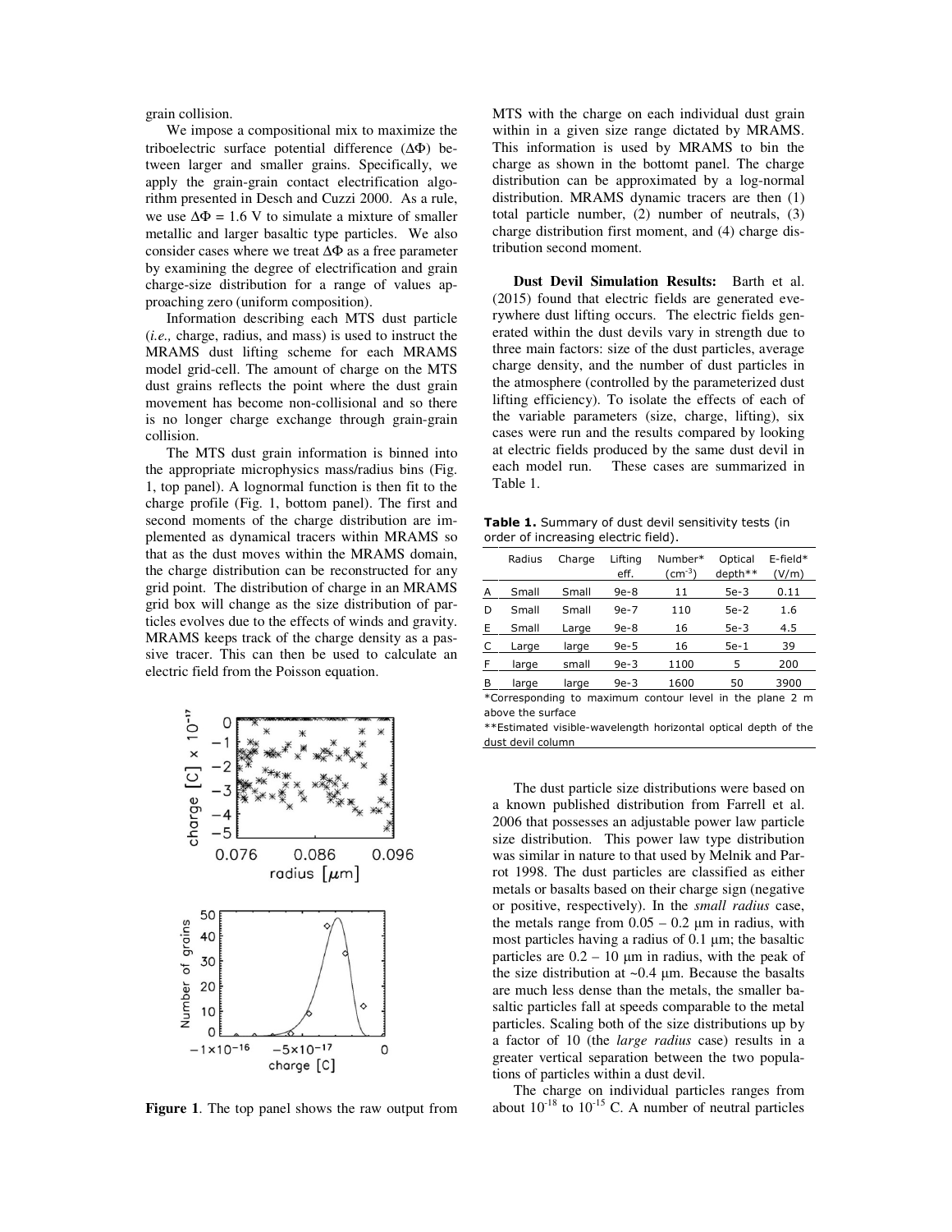grain collision.

We impose a compositional mix to maximize the triboelectric surface potential difference ($\Delta\Phi$) between larger and smaller grains. Specifically, we apply the grain-grain contact electrification algorithm presented in Desch and Cuzzi 2000. As a rule, we use $\Delta\Phi = 1.6$ V to simulate a mixture of smaller metallic and larger basaltic type particles. We also consider cases where we treat $\Delta\Phi$ as a free parameter by examining the degree of electrification and grain charge-size distribution for a range of values approaching zero (uniform composition).

Information describing each MTS dust particle (*i.e.,* charge, radius, and mass) is used to instruct the MRAMS dust lifting scheme for each MRAMS model grid-cell. The amount of charge on the MTS dust grains reflects the point where the dust grain movement has become non-collisional and so there is no longer charge exchange through grain-grain collision.

The MTS dust grain information is binned into the appropriate microphysics mass/radius bins (Fig. 1, top panel). A lognormal function is then fit to the charge profile (Fig. 1, bottom panel). The first and second moments of the charge distribution are implemented as dynamical tracers within MRAMS so that as the dust moves within the MRAMS domain, the charge distribution can be reconstructed for any grid point. The distribution of charge in an MRAMS grid box will change as the size distribution of particles evolves due to the effects of winds and gravity. MRAMS keeps track of the charge density as a passive tracer. This can then be used to calculate an electric field from the Poisson equation.

**Figure 1**. The top panel shows the raw output from MTS with the charge on each individual dust grain within in a given size range dictated by MRAMS. This information is used by MRAMS to bin the charge as shown in the bottomt panel. The charge distribution can be approximated by a log-normal distribution. MRAMS dynamic tracers are then (1) total particle number, (2) number of neutrals, (3) charge distribution first moment, and (4) charge distribution second moment.

**Dust Devil Simulation Results:** Barth et al. (2015) found that electric fields are generated everywhere dust lifting occurs. The electric fields generated within the dust devils vary in strength due to three main factors: size of the dust particles, average charge density, and the number of dust particles in the atmosphere (controlled by the parameterized dust lifting efficiency). To isolate the effects of each of the variable parameters (size, charge, lifting), six cases were run and the results compared by looking at electric fields produced by the same dust devil in each model run. These cases are summarized in Table 1.

**Table 1.** Summary of dust devil sensitivity tests (in order of increasing electric field).

| | Radius | Charge | Lifting eff. | Number* ($cm^{-3}$) | Optical depth** | E-field* (V/m) |
|---|---|---|---|---|---|---|
| A | Small | Small | 9e-8 | 11 | 5e-3 | 0.11 |
| D | Small | Small | 9e-7 | 110 | 5e-2 | 1.6 |
| E | Small | Large | 9e-8 | 16 | 5e-3 | 4.5 |
| C | Large | large | 9e-5 | 16 | 5e-1 | 39 |
| F | large | small | 9e-3 | 1100 | 5 | 200 |
| B | large | large | 9e-3 | 1600 | 50 | 3900 |

*Corresponding to maximum contour level in the plane 2 m above the surface

**Estimated visible-wavelength horizontal optical depth of the dust devil column

The dust particle size distributions were based on a known published distribution from Farrell et al. 2006 that possesses an adjustable power law particle size distribution. This power law type distribution was similar in nature to that used by Melnik and Parrot 1998. The dust particles are classified as either metals or basalts based on their charge sign (negative or positive, respectively). In the *small radius* case, the metals range from 0.05 – 0.2 µm in radius, with most particles having a radius of 0.1 µm; the basaltic particles are 0.2 – 10 µm in radius, with the peak of the size distribution at ~0.4 µm. Because the basalts are much less dense than the metals, the smaller basaltic particles fall at speeds comparable to the metal particles. Scaling both of the size distributions up by a factor of 10 (the *large radius* case) results in a greater vertical separation between the two populations of particles within a dust devil.

The charge on individual particles ranges from about $10^{-18}$ to $10^{-15}$ C. A number of neutral particles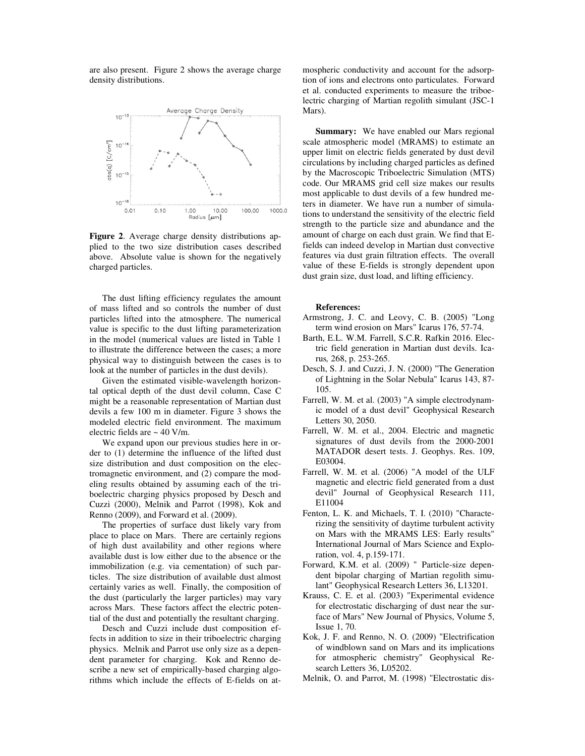are also present. Figure 2 shows the average charge density distributions.

**Figure 2**. Average charge density distributions applied to the two size distribution cases described above. Absolute value is shown for the negatively charged particles.

The dust lifting efficiency regulates the amount of mass lifted and so controls the number of dust particles lifted into the atmosphere. The numerical value is specific to the dust lifting parameterization in the model (numerical values are listed in Table 1 to illustrate the difference between the cases; a more physical way to distinguish between the cases is to look at the number of particles in the dust devils).

Given the estimated visible-wavelength horizontal optical depth of the dust devil column, Case C might be a reasonable representation of Martian dust devils a few 100 m in diameter. Figure 3 shows the modeled electric field environment. The maximum electric fields are ~ 40 V/m.

We expand upon our previous studies here in order to (1) determine the influence of the lifted dust size distribution and dust composition on the electromagnetic environment, and (2) compare the modeling results obtained by assuming each of the triboelectric charging physics proposed by Desch and Cuzzi (2000), Melnik and Parrot (1998), Kok and Renno (2009), and Forward et al. (2009).

The properties of surface dust likely vary from place to place on Mars. There are certainly regions of high dust availability and other regions where available dust is low either due to the absence or the immobilization (e.g. via cementation) of such particles. The size distribution of available dust almost certainly varies as well. Finally, the composition of the dust (particularly the larger particles) may vary across Mars. These factors affect the electric potential of the dust and potentially the resultant charging.

Desch and Cuzzi include dust composition effects in addition to size in their triboelectric charging physics. Melnik and Parrot use only size as a dependent parameter for charging. Kok and Renno describe a new set of empirically-based charging algorithms which include the effects of E-fields on atmospheric conductivity and account for the adsorption of ions and electrons onto particulates. Forward et al. conducted experiments to measure the triboelectric charging of Martian regolith simulant (JSC-1 Mars).

**Summary:** We have enabled our Mars regional scale atmospheric model (MRAMS) to estimate an upper limit on electric fields generated by dust devil circulations by including charged particles as defined by the Macroscopic Triboelectric Simulation (MTS) code. Our MRAMS grid cell size makes our results most applicable to dust devils of a few hundred meters in diameter. We have run a number of simulations to understand the sensitivity of the electric field strength to the particle size and abundance and the amount of charge on each dust grain. We find that E-fields can indeed develop in Martian dust convective features via dust grain filtration effects. The overall value of these E-fields is strongly dependent upon dust grain size, dust load, and lifting efficiency.

**References:**

Armstrong, J. C. and Leovy, C. B. (2005) "Long term wind erosion on Mars" Icarus 176, 57-74.

Barth, E.L. W.M. Farrell, S.C.R. Rafkin 2016. Electric field generation in Martian dust devils. Icarus, 268, p. 253-265.

Desch, S. J. and Cuzzi, J. N. (2000) "The Generation of Lightning in the Solar Nebula" Icarus 143, 87-105.

Farrell, W. M. et al. (2003) "A simple electrodynamic model of a dust devil" Geophysical Research Letters 30, 2050.

Farrell, W. M. et al., 2004. Electric and magnetic signatures of dust devils from the 2000-2001 MATADOR desert tests. J. Geophys. Res. 109, E03004.

Farrell, W. M. et al. (2006) "A model of the ULF magnetic and electric field generated from a dust devil" Journal of Geophysical Research 111, E11004

Fenton, L. K. and Michaels, T. I. (2010) "Characterizing the sensitivity of daytime turbulent activity on Mars with the MRAMS LES: Early results" International Journal of Mars Science and Exploration, vol. 4, p.159-171.

Forward, K.M. et al. (2009) " Particle-size dependent bipolar charging of Martian regolith simulant" Geophysical Research Letters 36, L13201.

Krauss, C. E. et al. (2003) "Experimental evidence for electrostatic discharging of dust near the surface of Mars" New Journal of Physics, Volume 5, Issue 1, 70.

Kok, J. F. and Renno, N. O. (2009) "Electrification of windblown sand on Mars and its implications for atmospheric chemistry" Geophysical Research Letters 36, L05202.

Melnik, O. and Parrot, M. (1998) "Electrostatic dis-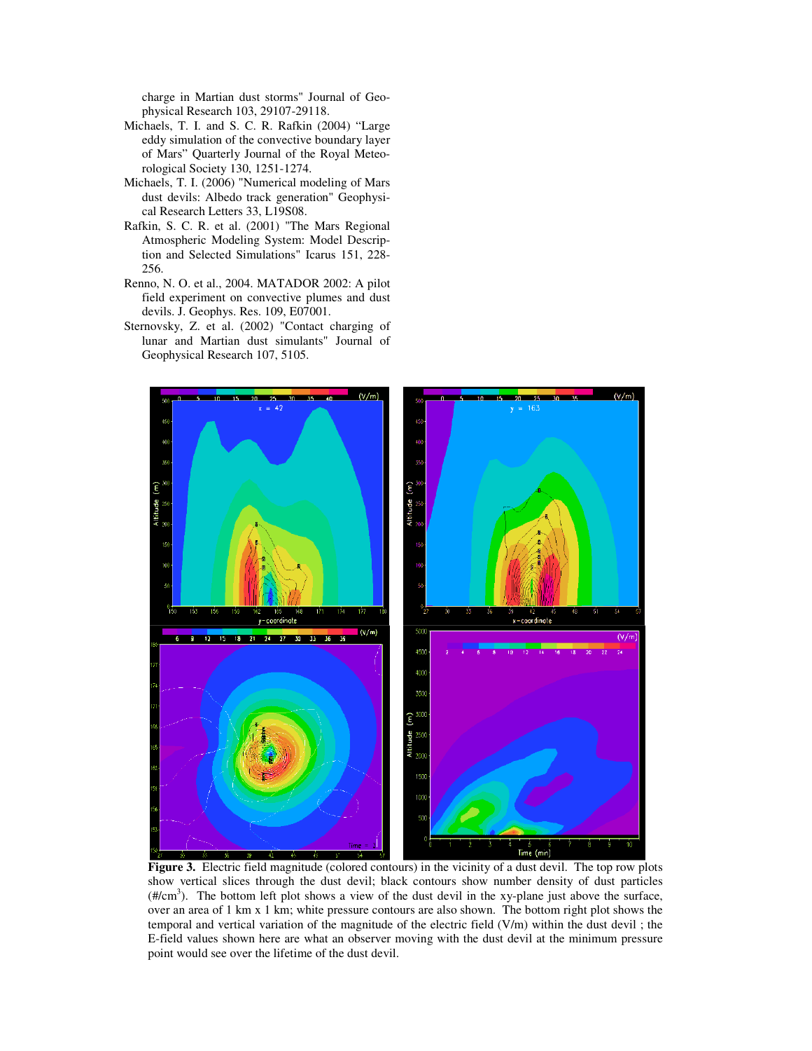charge in Martian dust storms" Journal of Geophysical Research 103, 29107-29118.

Michaels, T. I. and S. C. R. Rafkin (2004) "Large eddy simulation of the convective boundary layer of Mars" Quarterly Journal of the Royal Meteorological Society 130, 1251-1274.

Michaels, T. I. (2006) "Numerical modeling of Mars dust devils: Albedo track generation" Geophysical Research Letters 33, L19S08.

Rafkin, S. C. R. et al. (2001) "The Mars Regional Atmospheric Modeling System: Model Description and Selected Simulations" Icarus 151, 228-256.

Renno, N. O. et al., 2004. MATADOR 2002: A pilot field experiment on convective plumes and dust devils. J. Geophys. Res. 109, E07001.

Sternovsky, Z. et al. (2002) "Contact charging of lunar and Martian dust simulants" Journal of Geophysical Research 107, 5105.

**Figure 3.** Electric field magnitude (colored contours) in the vicinity of a dust devil. The top row plots show vertical slices through the dust devil; black contours show number density of dust particles (#/cm$^3$). The bottom left plot shows a view of the dust devil in the xy-plane just above the surface, over an area of 1 km x 1 km; white pressure contours are also shown. The bottom right plot shows the temporal and vertical variation of the magnitude of the electric field (V/m) within the dust devil ; the E-field values shown here are what an observer moving with the dust devil at the minimum pressure point would see over the lifetime of the dust devil.